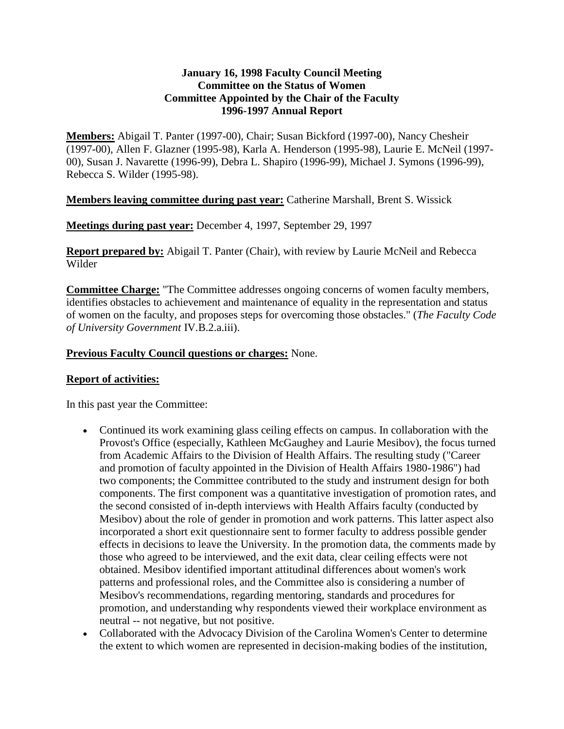**January 16, 1998 Faculty Council Meeting**
**Committee on the Status of Women**
**Committee Appointed by the Chair of the Faculty**
**1996-1997 Annual Report**

**Members:** Abigail T. Panter (1997-00), Chair; Susan Bickford (1997-00), Nancy Chesheir (1997-00), Allen F. Glazner (1995-98), Karla A. Henderson (1995-98), Laurie E. McNeil (1997-00), Susan J. Navarette (1996-99), Debra L. Shapiro (1996-99), Michael J. Symons (1996-99), Rebecca S. Wilder (1995-98).

**Members leaving committee during past year:** Catherine Marshall, Brent S. Wissick

**Meetings during past year:** December 4, 1997, September 29, 1997

**Report prepared by:** Abigail T. Panter (Chair), with review by Laurie McNeil and Rebecca Wilder

**Committee Charge:** "The Committee addresses ongoing concerns of women faculty members, identifies obstacles to achievement and maintenance of equality in the representation and status of women on the faculty, and proposes steps for overcoming those obstacles." (*The Faculty Code of University Government* IV.B.2.a.iii).

**Previous Faculty Council questions or charges:** None.

**Report of activities:**

In this past year the Committee:

- Continued its work examining glass ceiling effects on campus. In collaboration with the Provost's Office (especially, Kathleen McGaughey and Laurie Mesibov), the focus turned from Academic Affairs to the Division of Health Affairs. The resulting study ("Career and promotion of faculty appointed in the Division of Health Affairs 1980-1986") had two components; the Committee contributed to the study and instrument design for both components. The first component was a quantitative investigation of promotion rates, and the second consisted of in-depth interviews with Health Affairs faculty (conducted by Mesibov) about the role of gender in promotion and work patterns. This latter aspect also incorporated a short exit questionnaire sent to former faculty to address possible gender effects in decisions to leave the University. In the promotion data, the comments made by those who agreed to be interviewed, and the exit data, clear ceiling effects were not obtained. Mesibov identified important attitudinal differences about women's work patterns and professional roles, and the Committee also is considering a number of Mesibov's recommendations, regarding mentoring, standards and procedures for promotion, and understanding why respondents viewed their workplace environment as neutral -- not negative, but not positive.
- Collaborated with the Advocacy Division of the Carolina Women's Center to determine the extent to which women are represented in decision-making bodies of the institution,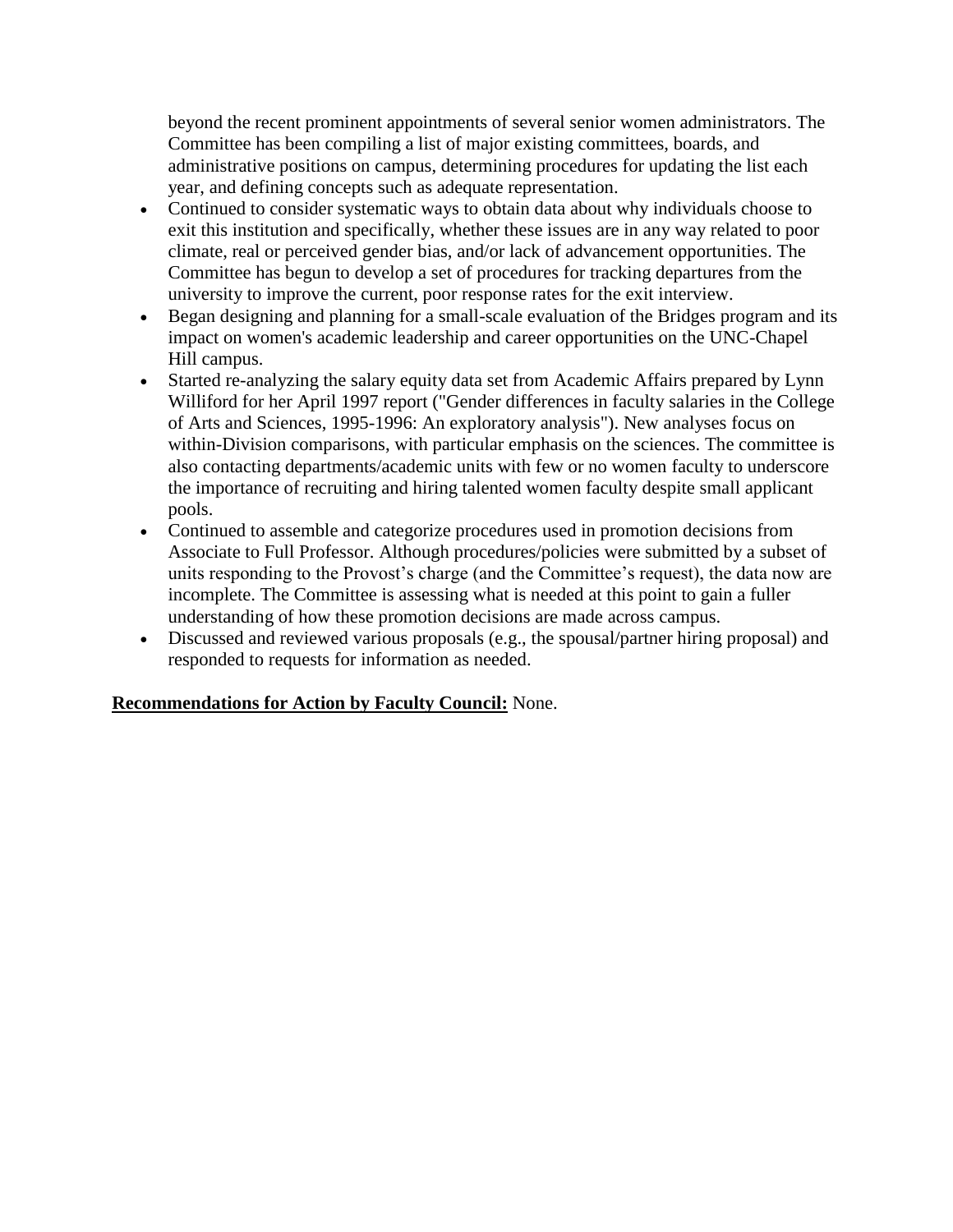beyond the recent prominent appointments of several senior women administrators. The Committee has been compiling a list of major existing committees, boards, and administrative positions on campus, determining procedures for updating the list each year, and defining concepts such as adequate representation.

- Continued to consider systematic ways to obtain data about why individuals choose to exit this institution and specifically, whether these issues are in any way related to poor climate, real or perceived gender bias, and/or lack of advancement opportunities. The Committee has begun to develop a set of procedures for tracking departures from the university to improve the current, poor response rates for the exit interview.
- Began designing and planning for a small-scale evaluation of the Bridges program and its impact on women's academic leadership and career opportunities on the UNC-Chapel Hill campus.
- Started re-analyzing the salary equity data set from Academic Affairs prepared by Lynn Williford for her April 1997 report ("Gender differences in faculty salaries in the College of Arts and Sciences, 1995-1996: An exploratory analysis"). New analyses focus on within-Division comparisons, with particular emphasis on the sciences. The committee is also contacting departments/academic units with few or no women faculty to underscore the importance of recruiting and hiring talented women faculty despite small applicant pools.
- Continued to assemble and categorize procedures used in promotion decisions from Associate to Full Professor. Although procedures/policies were submitted by a subset of units responding to the Provost's charge (and the Committee's request), the data now are incomplete. The Committee is assessing what is needed at this point to gain a fuller understanding of how these promotion decisions are made across campus.
- Discussed and reviewed various proposals (e.g., the spousal/partner hiring proposal) and responded to requests for information as needed.

**Recommendations for Action by Faculty Council:** None.